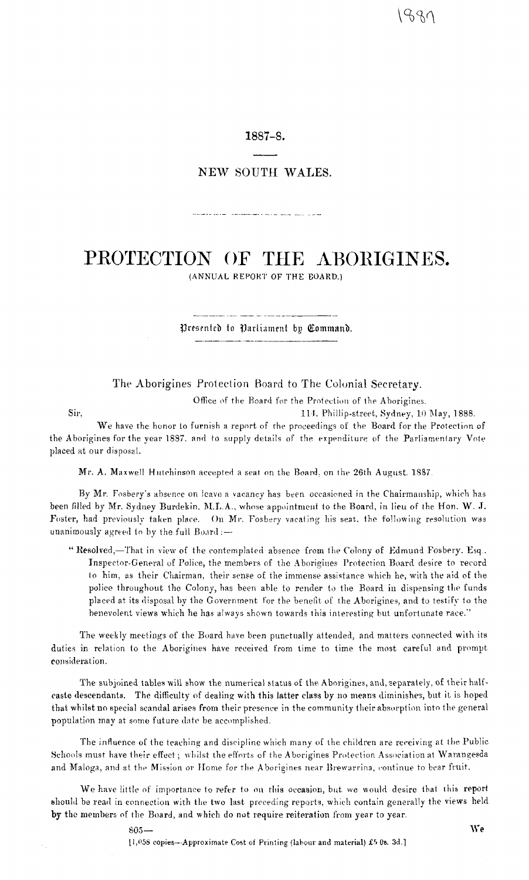1887-8.

NEW SOUTH WALES.

# PROTECTION OF THE ABORIGINES.

(ANNUAL REPORT OF THE BOARD.)

Presented to Parliament by Command.

## The Aborigines Protection Board to The Colonial Secretary.

Office of the Board for the Protection of the Aborigines,
114, Phillip-street, Sydney, 10 May, 1888.

Sir,

We have the honor to furnish a report of the proceedings of the Board for the Protection of the Aborigines for the year 1887, and to supply details of the expenditure of the Parliamentary Vote placed at our disposal.

Mr. A. Maxwell Hutchinson accepted a seat on the Board, on the 26th August, 1887.

By Mr. Fosbery's absence on leave a vacancy has been occasioned in the Chairmanship, which has been filled by Mr. Sydney Burdekin, M.L.A., whose appointment to the Board, in lieu of the Hon. W. J. Foster, had previously taken place. On Mr. Fosbery vacating his seat, the following resolution was unanimously agreed to by the full Board:—

"Resolved,—That in view of the contemplated absence from the Colony of Edmund Fosbery, Esq., Inspector-General of Police, the members of the Aborigines Protection Board desire to record to him, as their Chairman, their sense of the immense assistance which he, with the aid of the police throughout the Colony, has been able to render to the Board in dispensing the funds placed at its disposal by the Government for the benefit of the Aborigines, and to testify to the benevolent views which he has always shown towards this interesting but unfortunate race."

The weekly meetings of the Board have been punctually attended, and matters connected with its duties in relation to the Aborigines have received from time to time the most careful and prompt consideration.

The subjoined tables will show the numerical status of the Aborigines, and, separately, of their half-caste descendants. The difficulty of dealing with this latter class by no means diminishes, but it is hoped that whilst no special scandal arises from their presence in the community their absorption into the general population may at some future date be accomplished.

The influence of the teaching and discipline which many of the children are receiving at the Public Schools must have their effect; whilst the efforts of the Aborigines Protection Association at Warangesda and Maloga, and at the Mission or Home for the Aborigines near Brewarrina, continue to bear fruit.

We have little of importance to refer to on this occasion, but we would desire that this report should be read in connection with the two last preceding reports, which contain generally the views held by the members of the Board, and which do not require reiteration from year to year.

805—

[1,058 copies—Approximate Cost of Printing (labour and material) £5 0s. 3d.]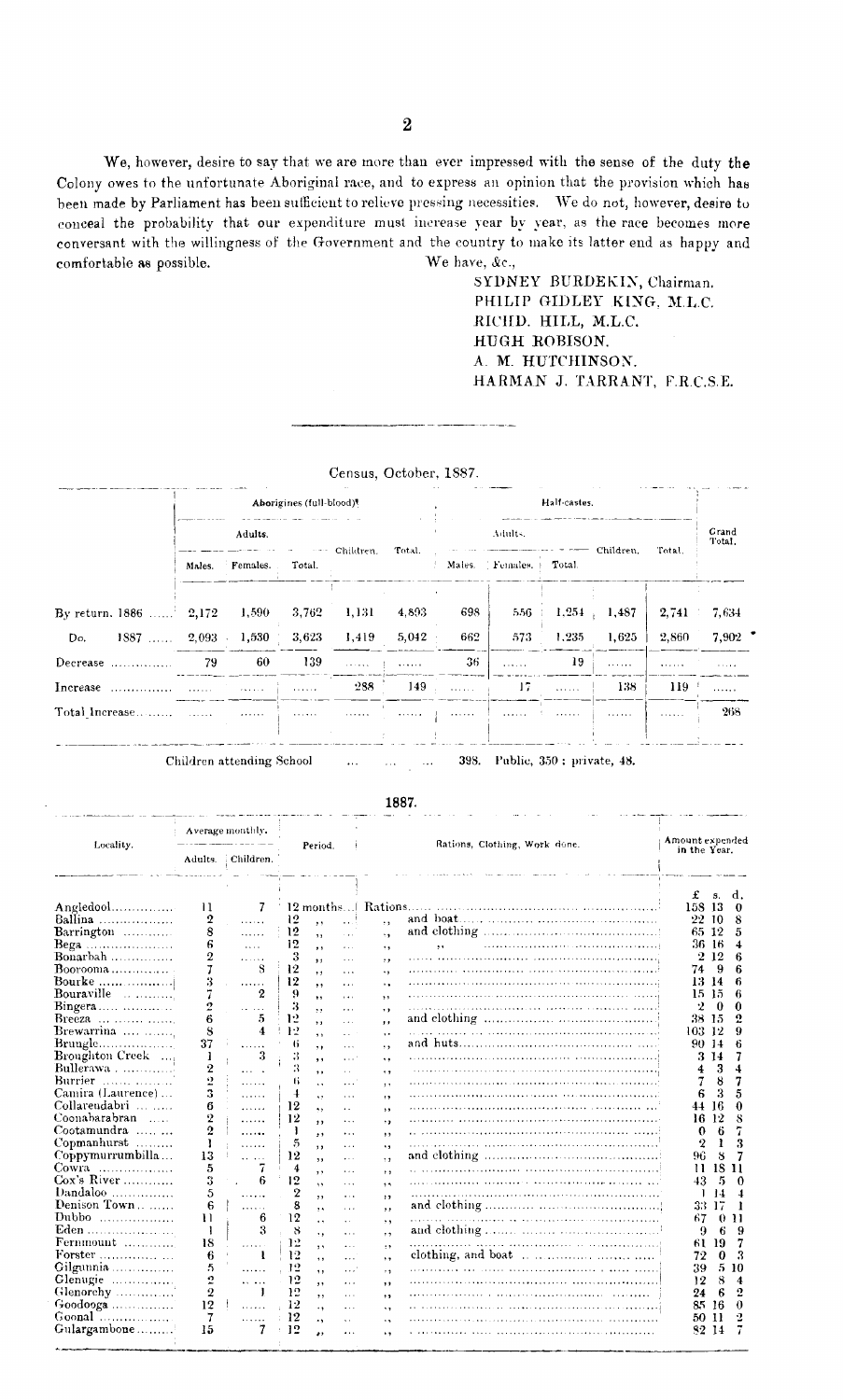We, however, desire to say that we are more than ever impressed with the sense of the duty the Colony owes to the unfortunate Aboriginal race, and to express an opinion that the provision which has been made by Parliament has been sufficient to relieve pressing necessities. We do not, however, desire to conceal the probability that our expenditure must increase year by year, as the race becomes more conversant with the willingness of the Government and the country to make its latter end as happy and comfortable as possible.

We have, &c.,

SYDNEY BURDEKIN, Chairman.
PHILIP GIDLEY KING, M.L.C.
RICHD. HILL, M.L.C.
HUGH ROBISON.
A. M. HUTCHINSON.
HARMAN J. TARRANT, F.R.C.S.E.

Census, October, 1887.

| | Aborigines (full-blood). | | | | | Half-castes. | | | | | Grand Total. |
|---|---|---|---|---|---|---|---|---|---|---|---|
| | Adults. | | | Children. | Total. | Adults. | | | Children. | Total. | |
| | Males. | Females. | Total. | | | Males. | Females. | Total. | | | |
| By return. 1886 | 2,172 | 1,590 | 3,762 | 1,131 | 4,893 | 698 | 556 | 1,254 | 1,487 | 2,741 | 7,634 |
| Do. 1887 | 2,093 | 1,530 | 3,623 | 1,419 | 5,042 | 662 | 573 | 1,235 | 1,625 | 2,860 | 7,902 |
| Decrease | 79 | 60 | 139 | ...... | ...... | 36 | ...... | 19 | ...... | ...... | ...... |
| Increase | ...... | ...... | ...... | 288 | 149 | ...... | 17 | ...... | 138 | 119 | ...... |
| Total Increase | ...... | ...... | ...... | ...... | ...... | ...... | ...... | ...... | ...... | ...... | 268 |

Children attending School ... ... ... 398. Public, 350; private, 48.

1887.

| Locality. | Average monthly. Adults. | Children. | Period. | Rations, Clothing, Work done. | Amount expended in the Year. £ s. d. |
|---|---|---|---|---|---|
| Angledool | 11 | 7 | 12 months | Rations | 158 13 0 |
| Ballina | 2 | ...... | 12 ,, | ,, and boat | 22 10 8 |
| Barrington | 8 | ...... | 12 ,, | ,, and clothing | 65 12 5 |
| Bega | 6 | ...... | 12 ,, | ,, ,, | 36 16 4 |
| Bonarbah | 2 | ...... | 3 ,, | ,, | 2 12 6 |
| Boorooma | 7 | 8 | 12 ,, | ,, | 74 9 6 |
| Bourke | 3 | ...... | 12 ,, | ,, | 13 14 6 |
| Bouraville | 7 | 2 | 9 ,, | ,, | 15 15 6 |
| Bingera | 2 | ...... | 3 ,, | ,, | 2 0 0 |
| Breeza | 6 | 5 | 12 ,, | ,, and clothing | 38 15 2 |
| Brewarrina | 8 | 4 | 12 ,, | ,, | 103 12 9 |
| Brungle | 37 | ...... | 6 ,, | ,, and huts | 90 14 6 |
| Broughton Creek | 1 | 3 | 3 ,, | ,, | 3 14 7 |
| Bullerawa | 2 | ...... | 3 ,, | ,, | 4 3 4 |
| Burrier | 2 | ...... | 6 ,, | ,, | 7 8 7 |
| Camira (Laurence) | 3 | ...... | 4 ,, | ,, | 6 3 5 |
| Collarendabri | 6 | ...... | 12 ,, | ,, | 44 16 0 |
| Coonabarabran | 2 | ...... | 12 ,, | ,, | 16 12 8 |
| Cootamundra | 2 | ...... | 1 ,, | ,, | 0 6 7 |
| Copmanhurst | 1 | ...... | 5 ,, | ,, | 2 1 3 |
| Coppymurrumbilla | 13 | ...... | 12 ,, | ,, and clothing | 96 8 7 |
| Cowra | 5 | 7 | 4 ,, | ,, | 11 18 11 |
| Cox's River | 3 | 6 | 12 ,, | ,, | 43 5 0 |
| Dandaloo | 5 | ...... | 2 ,, | ,, | 1 14 4 |
| Denison Town | 6 | ...... | 8 ,, | ,, and clothing | 33 17 1 |
| Dubbo | 11 | 6 | 12 ,, | ,, | 67 0 11 |
| Eden | 1 | 3 | 8 ,, | ,, and clothing | 9 6 9 |
| Fernmount | 18 | ...... | 12 ,, | ,, | 61 19 7 |
| Forster | 6 | 1 | 12 ,, | ,, clothing, and boat | 72 0 3 |
| Gilgunnia | 5 | ...... | 12 ,, | ,, | 39 5 10 |
| Glenugie | 2 | ...... | 12 ,, | ,, | 12 8 4 |
| Glenorchy | 2 | 1 | 12 ,, | ,, | 24 6 2 |
| Goodooga | 12 | ...... | 12 ,, | ,, | 85 16 0 |
| Goonal | 7 | ...... | 12 ,, | ,, | 50 11 2 |
| Gulargambone | 15 | 7 | 12 ,, | ,, | 82 14 7 |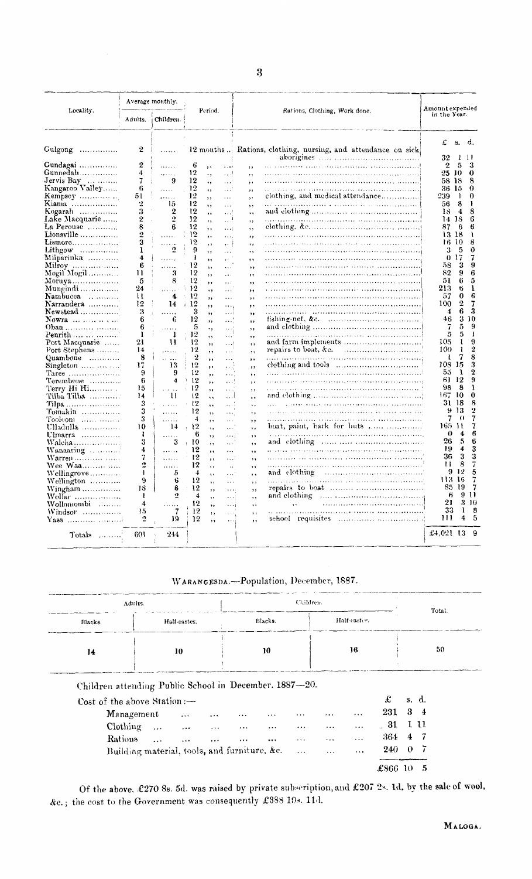| Locality. | Average monthly. | | Period. | Rations, Clothing, Work done. | Amount expended in the Year. |
|---|---|---|---|---|---|
| | Adults. | Children. | | | £ s. d. |
| Gulgong | 2 | ...... | 12 months | Rations, clothing, nursing, and attendance on sick aborigines | 32 1 11 |
| Gundagai | 2 | ...... | 6 ,, | ,, | 2 5 3 |
| Gunnedah | 4 | ...... | 12 ,, | ,, | 25 10 0 |
| Jervis Bay | 7 | 9 | 12 ,, | ,, | 58 18 8 |
| Kangaroo Valley | 6 | ...... | 12 ,, | ,, | 36 15 0 |
| Kempsey | 51 | ...... | 12 ,, | ,, clothing, and medical attendance | 239 1 0 |
| Kiama | 2 | 15 | 12 ,, | ,, | 56 8 1 |
| Kogarah | 3 | 2 | 12 ,, | ,, and clothing | 18 4 8 |
| Lake Macquarie | 2 | 2 | 12 ,, | ,, | 14 18 6 |
| La Perouse | 8 | 6 | 12 ,, | ,, clothing, &c. | 87 6 6 |
| Lionsville | 2 | ...... | 12 ,, | ,, | 13 18 1 |
| Lismore | 3 | ...... | 12 ,, | ,, | 16 10 8 |
| Lithgow | 1 | 2 | 9 ,, | ,, | 3 5 0 |
| Milparinka | 4 | ...... | 1 ,, | ,, | 0 17 7 |
| Milroy | 6 | ...... | 12 ,, | ,, | 58 3 9 |
| Mogil Mogil | 11 | 3 | 12 ,, | ,, | 82 9 6 |
| Moruya | 5 | 8 | 12 ,, | ,, | 51 6 5 |
| Mungindi | 24 | ...... | 12 ,, | ,, | 213 6 1 |
| Nambucca | 11 | 4 | 12 ,, | ,, | 57 0 6 |
| Narrandera | 12 | 14 | 12 ,, | ,, | 100 2 7 |
| Newstead | 3 | ...... | 3 ,, | ,, | 4 6 3 |
| Nowra | 6 | 6 | 12 ,, | ,, fishing-net, &c. | 46 3 10 |
| Oban | 6 | ...... | 5 ,, | ,, and clothing | 7 5 9 |
| Penrith | 1 | 1 | 12 ,, | ,, | 5 5 1 |
| Port Macquarie | 21 | 11 | 12 ,, | ,, and farm implements | 105 1 9 |
| Port Stephens | 14 | ...... | 12 ,, | ,, repairs to boat, &c. | 100 1 2 |
| Quambone | 8 | ...... | 2 ,, | ,, | 1 7 8 |
| Singleton | 17 | 13 | 12 ,, | ,, clothing and tools | 108 15 3 |
| Taree | 9 | 9 | 12 ,, | ,, | 55 1 2 |
| Terembone | 6 | 4 | 12 ,, | ,, | 61 12 9 |
| Terry Hi Hi | 15 | ...... | 12 ,, | ,, | 98 8 1 |
| Tilba Tilba | 14 | 11 | 12 ,, | ,, and clothing | 167 10 0 |
| Tilpa | 3 | ...... | 12 ,, | ,, | 31 18 8 |
| Tomakin | 3 | ...... | 12 ,, | ,, | 9 13 2 |
| Tooloom | 3 | ...... | 4 ,, | ,, | 7 0 7 |
| Ulladulla | 10 | 14 | 12 ,, | ,, boat, paint, bark for huts | 165 11 7 |
| Ulmarra | 1 | ...... | 6 ,, | ,, | 0 4 6 |
| Walcha | 3 | 3 | 10 ,, | ,, and clothing | 26 5 6 |
| Wanaaring | 4 | ...... | 12 ,, | ,, | 19 4 3 |
| Warren | 7 | ...... | 12 ,, | ,, | 36 3 3 |
| Wee Waa | 2 | ...... | 12 ,, | ,, | 11 8 7 |
| Wellingrove | 1 | 5 | 4 ,, | ,, and clothing | 9 12 5 |
| Wellington | 9 | 6 | 12 ,, | ,, | 113 16 7 |
| Wingham | 18 | 8 | 12 ,, | ,, repairs to boat | 85 19 7 |
| Wollar | 1 | 2 | 4 ,, | ,, and clothing | 6 9 11 |
| Wollomombi | 4 | ...... | 12 ,, | ,, ,, | 21 3 10 |
| Windsor | 15 | 7 | 12 ,, | ,, | 33 1 8 |
| Yass | 2 | 19 | 12 ,, | ,, school requisites | 111 4 5 |
| Totals | 601 | 244 | | | £4,021 13 9 |

### Warangesda.—Population, December, 1887.

| Adults. | | Children. | | Total. |
|---|---|---|---|---|
| Blacks. | Half-castes. | Blacks. | Half-castes. | |
| 14 | 10 | 10 | 16 | 50 |

Children attending Public School in December, 1887—20.

| Cost of the above Station:— | £ s. d. |
|---|---|
| Management | 231 3 4 |
| Clothing | 31 1 11 |
| Rations | 364 4 7 |
| Building material, tools, and furniture, &c. | 240 0 7 |
| | £866 10 5 |

Of the above, £270 8s. 5d. was raised by private subscription, and £207 2s. 1d. by the sale of wool, &c.; the cost to the Government was consequently £388 19s. 11d.

Maloga.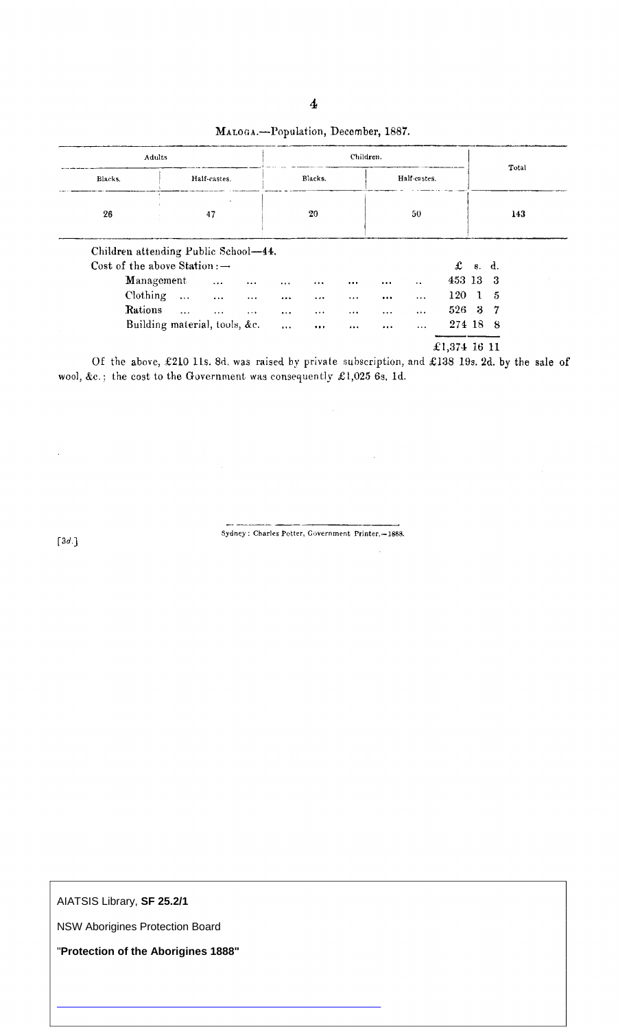## MALOGA.—Population, December, 1887.

| Adults | | Children. | | Total |
|---|---|---|---|---|
| Blacks. | Half-castes. | Blacks. | Half-castes. | |
| 26 | 47 | 20 | 50 | 143 |

Children attending Public School—44.

Cost of the above Station:—

| | £ | s. | d. |
|---|---|---|---|
| Management ... ... ... ... ... ... .. | 453 | 13 | 3 |
| Clothing ... ... ... ... ... ... ... ... | 120 | 1 | 5 |
| Rations ... ... ... ... ... ... ... ... | 526 | 3 | 7 |
| Building material, tools, &c. ... ... ... ... ... | 274 | 18 | 8 |
| | £1,374 | 16 | 11 |

Of the above, £210 11s. 8d. was raised by private subscription, and £138 19s. 2d. by the sale of wool, &c.; the cost to the Government was consequently £1,025 6s. 1d.

Sydney: Charles Potter, Government Printer.—1888.

[3d.]

AIATSIS Library, **SF 25.2/1**

NSW Aborigines Protection Board

"**Protection of the Aborigines 1888**"